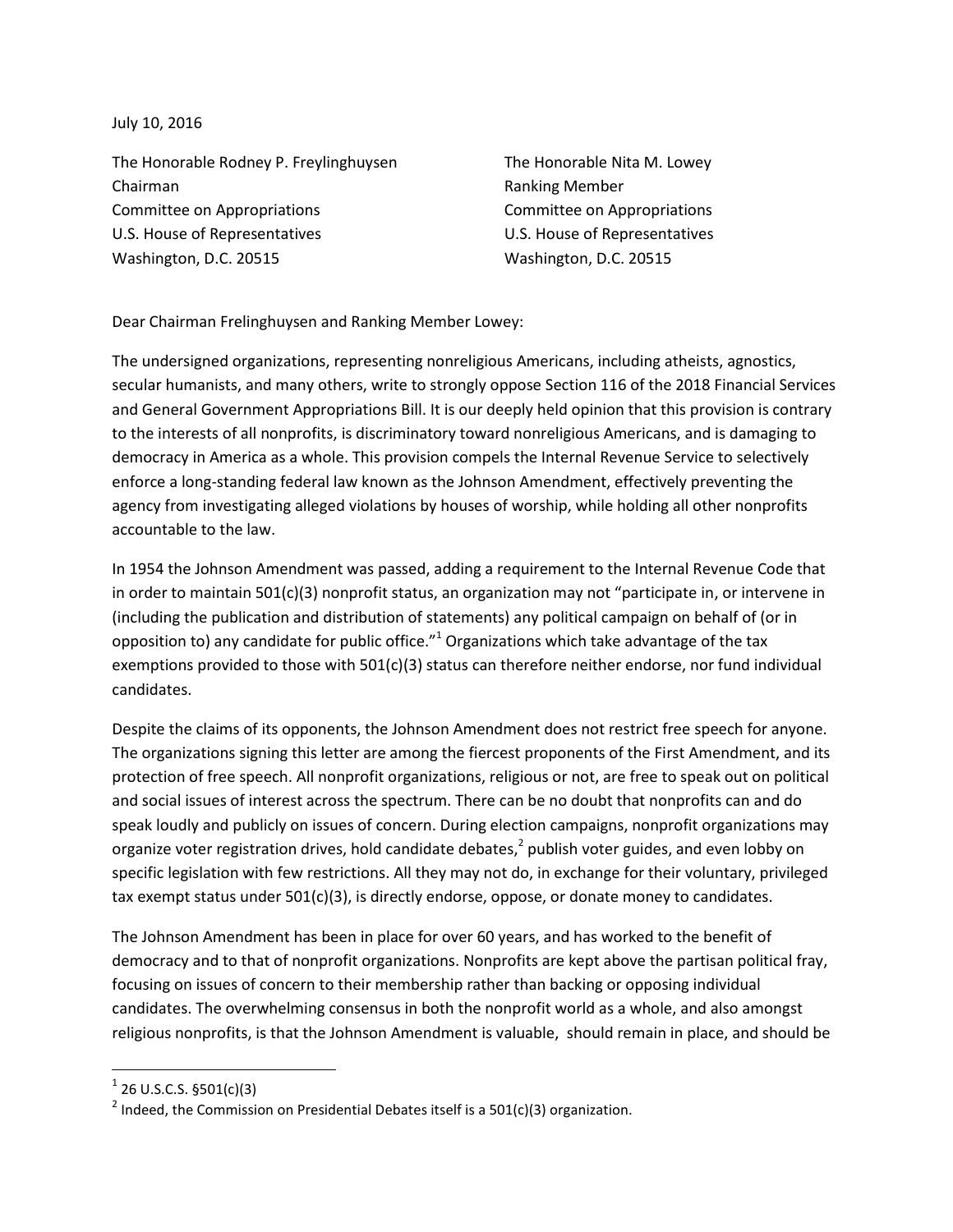July 10, 2016

The Honorable Rodney P. Freylinghuysen
Chairman
Committee on Appropriations
U.S. House of Representatives
Washington, D.C. 20515

The Honorable Nita M. Lowey
Ranking Member
Committee on Appropriations
U.S. House of Representatives
Washington, D.C. 20515

Dear Chairman Frelinghuysen and Ranking Member Lowey:

The undersigned organizations, representing nonreligious Americans, including atheists, agnostics, secular humanists, and many others, write to strongly oppose Section 116 of the 2018 Financial Services and General Government Appropriations Bill. It is our deeply held opinion that this provision is contrary to the interests of all nonprofits, is discriminatory toward nonreligious Americans, and is damaging to democracy in America as a whole. This provision compels the Internal Revenue Service to selectively enforce a long-standing federal law known as the Johnson Amendment, effectively preventing the agency from investigating alleged violations by houses of worship, while holding all other nonprofits accountable to the law.

In 1954 the Johnson Amendment was passed, adding a requirement to the Internal Revenue Code that in order to maintain 501(c)(3) nonprofit status, an organization may not "participate in, or intervene in (including the publication and distribution of statements) any political campaign on behalf of (or in opposition to) any candidate for public office."[1] Organizations which take advantage of the tax exemptions provided to those with 501(c)(3) status can therefore neither endorse, nor fund individual candidates.

Despite the claims of its opponents, the Johnson Amendment does not restrict free speech for anyone. The organizations signing this letter are among the fiercest proponents of the First Amendment, and its protection of free speech. All nonprofit organizations, religious or not, are free to speak out on political and social issues of interest across the spectrum. There can be no doubt that nonprofits can and do speak loudly and publicly on issues of concern. During election campaigns, nonprofit organizations may organize voter registration drives, hold candidate debates,[2] publish voter guides, and even lobby on specific legislation with few restrictions. All they may not do, in exchange for their voluntary, privileged tax exempt status under 501(c)(3), is directly endorse, oppose, or donate money to candidates.

The Johnson Amendment has been in place for over 60 years, and has worked to the benefit of democracy and to that of nonprofit organizations. Nonprofits are kept above the partisan political fray, focusing on issues of concern to their membership rather than backing or opposing individual candidates. The overwhelming consensus in both the nonprofit world as a whole, and also amongst religious nonprofits, is that the Johnson Amendment is valuable, should remain in place, and should be

[1] 26 U.S.C.S. §501(c)(3)

[2] Indeed, the Commission on Presidential Debates itself is a 501(c)(3) organization.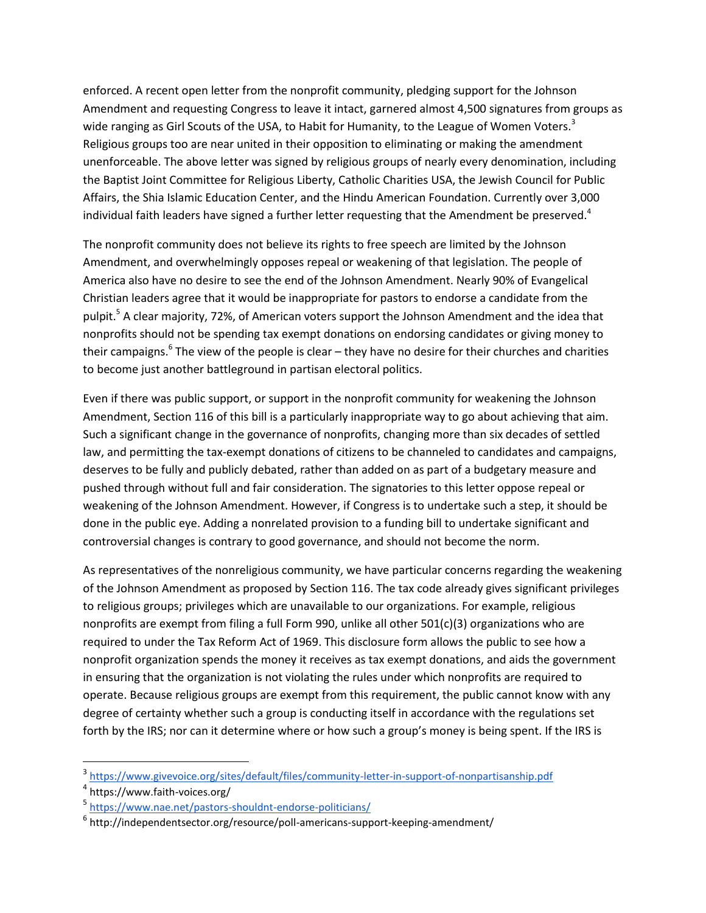enforced. A recent open letter from the nonprofit community, pledging support for the Johnson Amendment and requesting Congress to leave it intact, garnered almost 4,500 signatures from groups as wide ranging as Girl Scouts of the USA, to Habit for Humanity, to the League of Women Voters.[3] Religious groups too are near united in their opposition to eliminating or making the amendment unenforceable. The above letter was signed by religious groups of nearly every denomination, including the Baptist Joint Committee for Religious Liberty, Catholic Charities USA, the Jewish Council for Public Affairs, the Shia Islamic Education Center, and the Hindu American Foundation. Currently over 3,000 individual faith leaders have signed a further letter requesting that the Amendment be preserved.[4]

The nonprofit community does not believe its rights to free speech are limited by the Johnson Amendment, and overwhelmingly opposes repeal or weakening of that legislation. The people of America also have no desire to see the end of the Johnson Amendment. Nearly 90% of Evangelical Christian leaders agree that it would be inappropriate for pastors to endorse a candidate from the pulpit.[5] A clear majority, 72%, of American voters support the Johnson Amendment and the idea that nonprofits should not be spending tax exempt donations on endorsing candidates or giving money to their campaigns.[6] The view of the people is clear – they have no desire for their churches and charities to become just another battleground in partisan electoral politics.

Even if there was public support, or support in the nonprofit community for weakening the Johnson Amendment, Section 116 of this bill is a particularly inappropriate way to go about achieving that aim. Such a significant change in the governance of nonprofits, changing more than six decades of settled law, and permitting the tax-exempt donations of citizens to be channeled to candidates and campaigns, deserves to be fully and publicly debated, rather than added on as part of a budgetary measure and pushed through without full and fair consideration. The signatories to this letter oppose repeal or weakening of the Johnson Amendment. However, if Congress is to undertake such a step, it should be done in the public eye. Adding a nonrelated provision to a funding bill to undertake significant and controversial changes is contrary to good governance, and should not become the norm.

As representatives of the nonreligious community, we have particular concerns regarding the weakening of the Johnson Amendment as proposed by Section 116. The tax code already gives significant privileges to religious groups; privileges which are unavailable to our organizations. For example, religious nonprofits are exempt from filing a full Form 990, unlike all other 501(c)(3) organizations who are required to under the Tax Reform Act of 1969. This disclosure form allows the public to see how a nonprofit organization spends the money it receives as tax exempt donations, and aids the government in ensuring that the organization is not violating the rules under which nonprofits are required to operate. Because religious groups are exempt from this requirement, the public cannot know with any degree of certainty whether such a group is conducting itself in accordance with the regulations set forth by the IRS; nor can it determine where or how such a group's money is being spent. If the IRS is

---

[3] https://www.givevoice.org/sites/default/files/community-letter-in-support-of-nonpartisanship.pdf

[4] https://www.faith-voices.org/

[5] https://www.nae.net/pastors-shouldnt-endorse-politicians/

[6] http://independentsector.org/resource/poll-americans-support-keeping-amendment/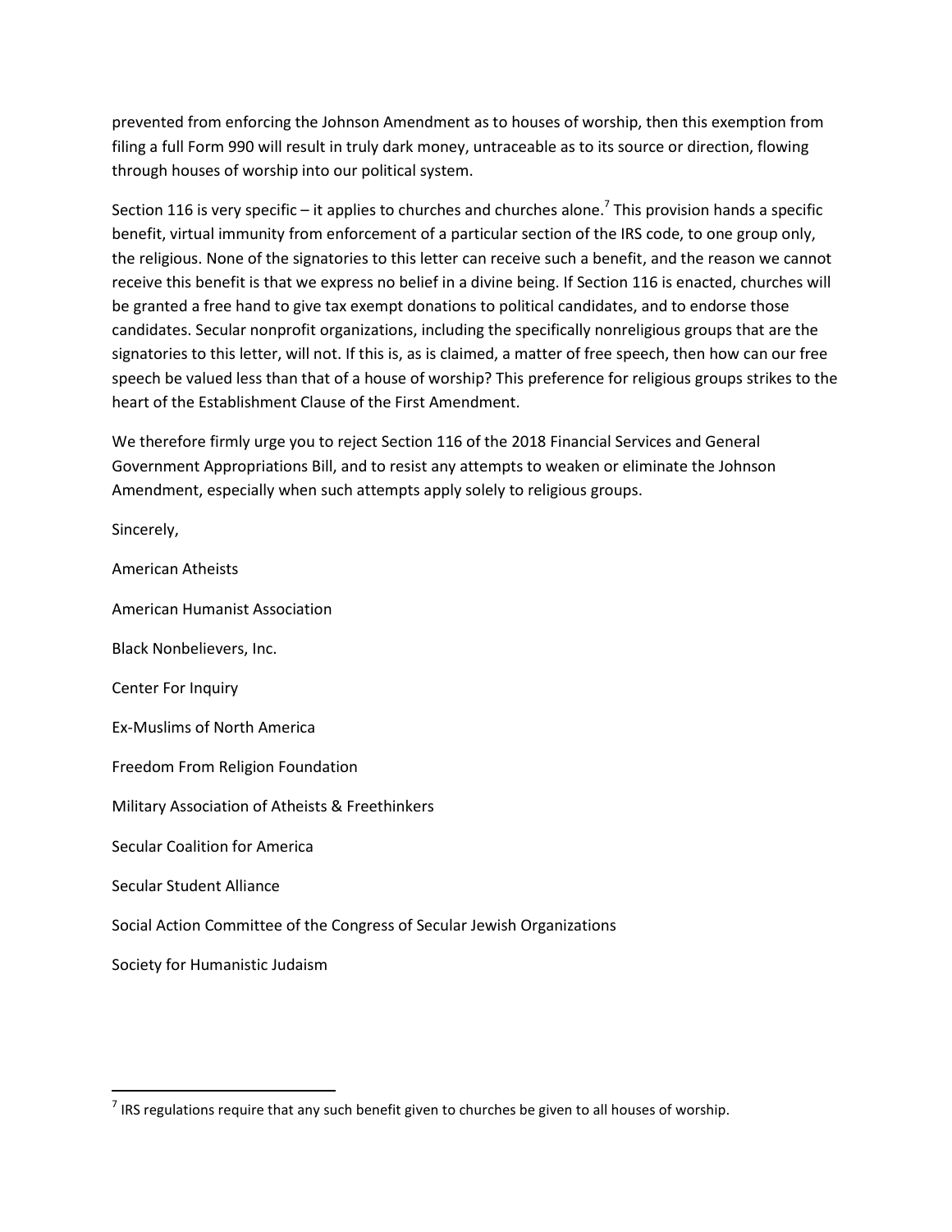prevented from enforcing the Johnson Amendment as to houses of worship, then this exemption from filing a full Form 990 will result in truly dark money, untraceable as to its source or direction, flowing through houses of worship into our political system.

Section 116 is very specific – it applies to churches and churches alone.[7] This provision hands a specific benefit, virtual immunity from enforcement of a particular section of the IRS code, to one group only, the religious. None of the signatories to this letter can receive such a benefit, and the reason we cannot receive this benefit is that we express no belief in a divine being. If Section 116 is enacted, churches will be granted a free hand to give tax exempt donations to political candidates, and to endorse those candidates. Secular nonprofit organizations, including the specifically nonreligious groups that are the signatories to this letter, will not. If this is, as is claimed, a matter of free speech, then how can our free speech be valued less than that of a house of worship? This preference for religious groups strikes to the heart of the Establishment Clause of the First Amendment.

We therefore firmly urge you to reject Section 116 of the 2018 Financial Services and General Government Appropriations Bill, and to resist any attempts to weaken or eliminate the Johnson Amendment, especially when such attempts apply solely to religious groups.

Sincerely,

American Atheists

American Humanist Association

Black Nonbelievers, Inc.

Center For Inquiry

Ex-Muslims of North America

Freedom From Religion Foundation

Military Association of Atheists & Freethinkers

Secular Coalition for America

Secular Student Alliance

Social Action Committee of the Congress of Secular Jewish Organizations

Society for Humanistic Judaism

---

[7] IRS regulations require that any such benefit given to churches be given to all houses of worship.